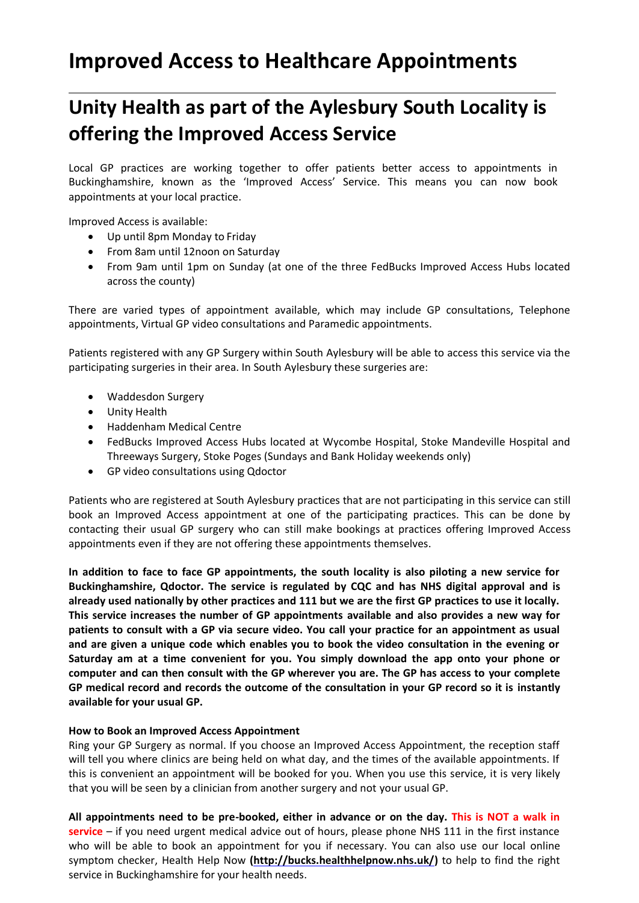# Improved Access to Healthcare Appointments

---

# Unity Health as part of the Aylesbury South Locality is offering the Improved Access Service

Local GP practices are working together to offer patients better access to appointments in Buckinghamshire, known as the 'Improved Access' Service. This means you can now book appointments at your local practice.

Improved Access is available:

- Up until 8pm Monday to Friday
- From 8am until 12noon on Saturday
- From 9am until 1pm on Sunday (at one of the three FedBucks Improved Access Hubs located across the county)

There are varied types of appointment available, which may include GP consultations, Telephone appointments, Virtual GP video consultations and Paramedic appointments.

Patients registered with any GP Surgery within South Aylesbury will be able to access this service via the participating surgeries in their area. In South Aylesbury these surgeries are:

- Waddesdon Surgery
- Unity Health
- Haddenham Medical Centre
- FedBucks Improved Access Hubs located at Wycombe Hospital, Stoke Mandeville Hospital and Threeways Surgery, Stoke Poges (Sundays and Bank Holiday weekends only)
- GP video consultations using Qdoctor

Patients who are registered at South Aylesbury practices that are not participating in this service can still book an Improved Access appointment at one of the participating practices. This can be done by contacting their usual GP surgery who can still make bookings at practices offering Improved Access appointments even if they are not offering these appointments themselves.

**In addition to face to face GP appointments, the south locality is also piloting a new service for Buckinghamshire, Qdoctor. The service is regulated by CQC and has NHS digital approval and is already used nationally by other practices and 111 but we are the first GP practices to use it locally. This service increases the number of GP appointments available and also provides a new way for patients to consult with a GP via secure video. You call your practice for an appointment as usual and are given a unique code which enables you to book the video consultation in the evening or Saturday am at a time convenient for you. You simply download the app onto your phone or computer and can then consult with the GP wherever you are. The GP has access to your complete GP medical record and records the outcome of the consultation in your GP record so it is instantly available for your usual GP.**

**How to Book an Improved Access Appointment**

Ring your GP Surgery as normal. If you choose an Improved Access Appointment, the reception staff will tell you where clinics are being held on what day, and the times of the available appointments. If this is convenient an appointment will be booked for you. When you use this service, it is very likely that you will be seen by a clinician from another surgery and not your usual GP.

**All appointments need to be pre-booked, either in advance or on the day. This is NOT a walk in service** – if you need urgent medical advice out of hours, please phone NHS 111 in the first instance who will be able to book an appointment for you if necessary. You can also use our local online symptom checker, Health Help Now **(http://bucks.healthhelpnow.nhs.uk/)** to help to find the right service in Buckinghamshire for your health needs.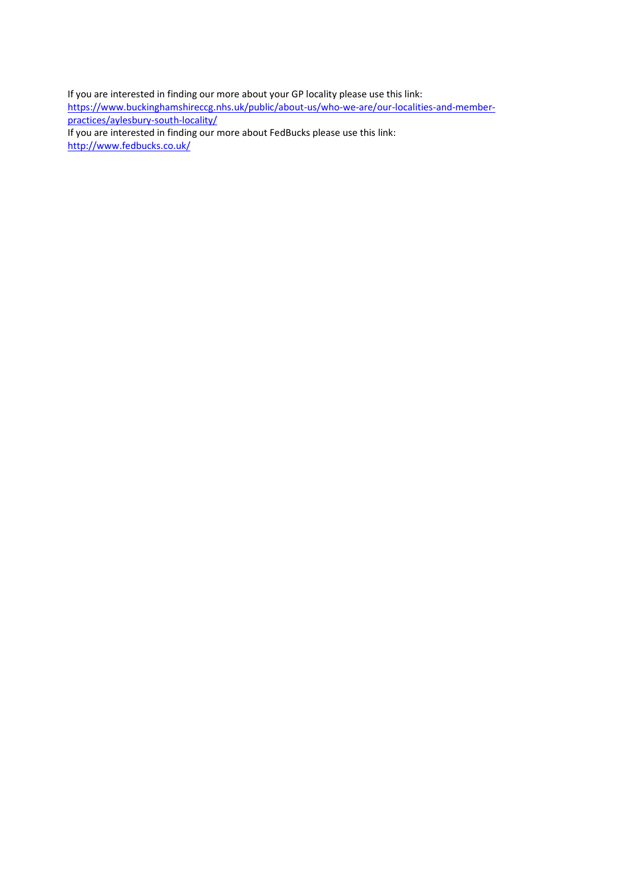If you are interested in finding our more about your GP locality please use this link:
https://www.buckinghamshireccg.nhs.uk/public/about-us/who-we-are/our-localities-and-member-practices/aylesbury-south-locality/
If you are interested in finding our more about FedBucks please use this link:
http://www.fedbucks.co.uk/